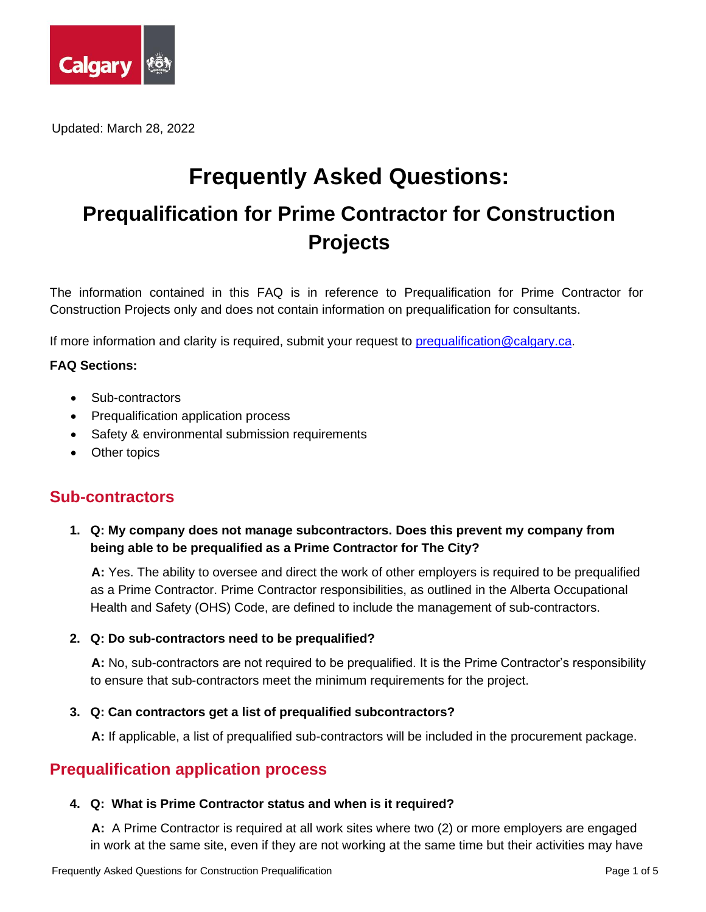Updated: March 28, 2022

# Frequently Asked Questions:

# Prequalification for Prime Contractor for Construction Projects

The information contained in this FAQ is in reference to Prequalification for Prime Contractor for Construction Projects only and does not contain information on prequalification for consultants.

If more information and clarity is required, submit your request to prequalification@calgary.ca.

**FAQ Sections:**

- Sub-contractors
- Prequalification application process
- Safety & environmental submission requirements
- Other topics

## Sub-contractors

1. **Q: My company does not manage subcontractors. Does this prevent my company from being able to be prequalified as a Prime Contractor for The City?**

   **A:** Yes. The ability to oversee and direct the work of other employers is required to be prequalified as a Prime Contractor. Prime Contractor responsibilities, as outlined in the Alberta Occupational Health and Safety (OHS) Code, are defined to include the management of sub-contractors.

2. **Q: Do sub-contractors need to be prequalified?**

   **A:** No, sub-contractors are not required to be prequalified. It is the Prime Contractor's responsibility to ensure that sub-contractors meet the minimum requirements for the project.

3. **Q: Can contractors get a list of prequalified subcontractors?**

   **A:** If applicable, a list of prequalified sub-contractors will be included in the procurement package.

## Prequalification application process

4. **Q: What is Prime Contractor status and when is it required?**

   **A:** A Prime Contractor is required at all work sites where two (2) or more employers are engaged in work at the same site, even if they are not working at the same time but their activities may have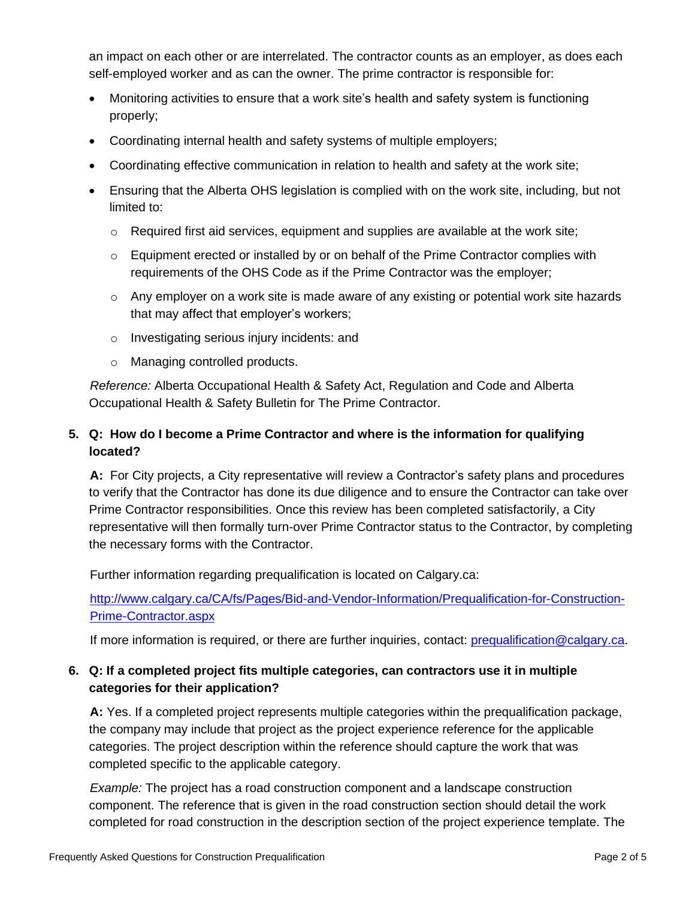an impact on each other or are interrelated. The contractor counts as an employer, as does each self-employed worker and as can the owner. The prime contractor is responsible for:

- Monitoring activities to ensure that a work site's health and safety system is functioning properly;
- Coordinating internal health and safety systems of multiple employers;
- Coordinating effective communication in relation to health and safety at the work site;
- Ensuring that the Alberta OHS legislation is complied with on the work site, including, but not limited to:
  - Required first aid services, equipment and supplies are available at the work site;
  - Equipment erected or installed by or on behalf of the Prime Contractor complies with requirements of the OHS Code as if the Prime Contractor was the employer;
  - Any employer on a work site is made aware of any existing or potential work site hazards that may affect that employer's workers;
  - Investigating serious injury incidents: and
  - Managing controlled products.

*Reference:* Alberta Occupational Health & Safety Act, Regulation and Code and Alberta Occupational Health & Safety Bulletin for The Prime Contractor.

**5. Q: How do I become a Prime Contractor and where is the information for qualifying located?**

**A:** For City projects, a City representative will review a Contractor's safety plans and procedures to verify that the Contractor has done its due diligence and to ensure the Contractor can take over Prime Contractor responsibilities. Once this review has been completed satisfactorily, a City representative will then formally turn-over Prime Contractor status to the Contractor, by completing the necessary forms with the Contractor.

Further information regarding prequalification is located on Calgary.ca:

[http://www.calgary.ca/CA/fs/Pages/Bid-and-Vendor-Information/Prequalification-for-Construction-Prime-Contractor.aspx](http://www.calgary.ca/CA/fs/Pages/Bid-and-Vendor-Information/Prequalification-for-Construction-Prime-Contractor.aspx)

If more information is required, or there are further inquiries, contact: [prequalification@calgary.ca](mailto:prequalification@calgary.ca).

**6. Q: If a completed project fits multiple categories, can contractors use it in multiple categories for their application?**

**A:** Yes. If a completed project represents multiple categories within the prequalification package, the company may include that project as the project experience reference for the applicable categories. The project description within the reference should capture the work that was completed specific to the applicable category.

*Example:* The project has a road construction component and a landscape construction component. The reference that is given in the road construction section should detail the work completed for road construction in the description section of the project experience template. The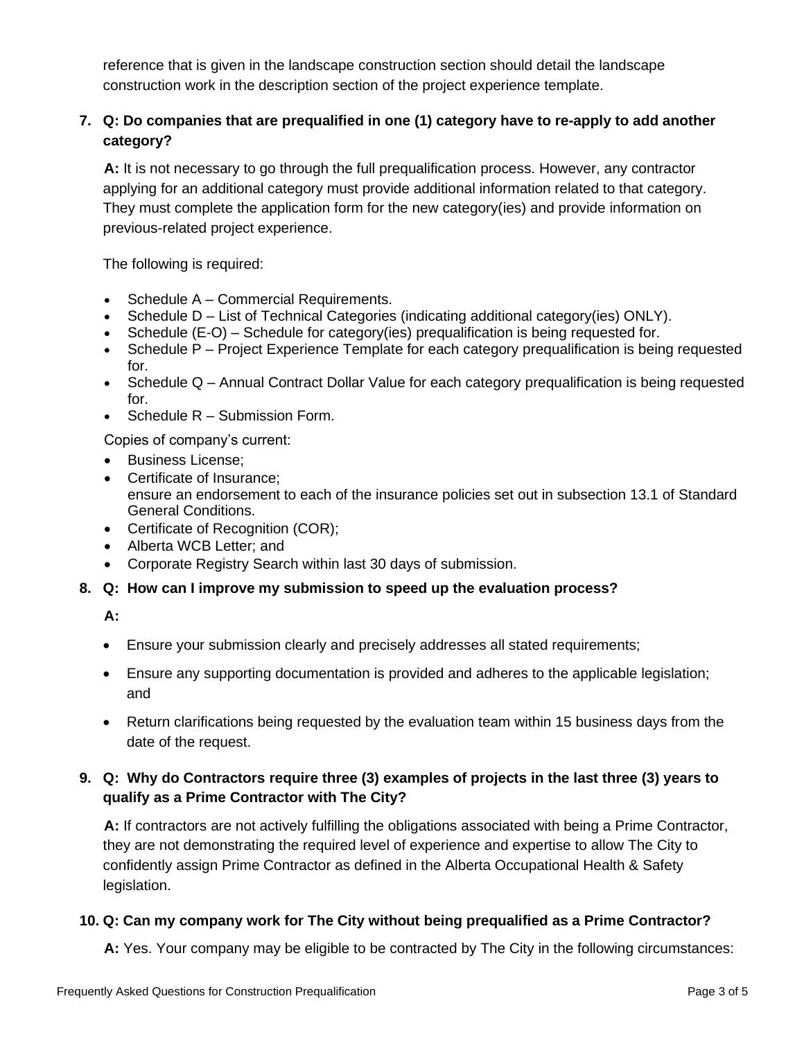reference that is given in the landscape construction section should detail the landscape construction work in the description section of the project experience template.

7. **Q: Do companies that are prequalified in one (1) category have to re-apply to add another category?**

   **A:** It is not necessary to go through the full prequalification process. However, any contractor applying for an additional category must provide additional information related to that category. They must complete the application form for the new category(ies) and provide information on previous-related project experience.

   The following is required:

   - Schedule A – Commercial Requirements.
   - Schedule D – List of Technical Categories (indicating additional category(ies) ONLY).
   - Schedule (E-O) – Schedule for category(ies) prequalification is being requested for.
   - Schedule P – Project Experience Template for each category prequalification is being requested for.
   - Schedule Q – Annual Contract Dollar Value for each category prequalification is being requested for.
   - Schedule R – Submission Form.

   Copies of company's current:

   - Business License;
   - Certificate of Insurance;
     ensure an endorsement to each of the insurance policies set out in subsection 13.1 of Standard General Conditions.
   - Certificate of Recognition (COR);
   - Alberta WCB Letter; and
   - Corporate Registry Search within last 30 days of submission.

8. **Q: How can I improve my submission to speed up the evaluation process?**

   **A:**

   - Ensure your submission clearly and precisely addresses all stated requirements;
   - Ensure any supporting documentation is provided and adheres to the applicable legislation; and
   - Return clarifications being requested by the evaluation team within 15 business days from the date of the request.

9. **Q: Why do Contractors require three (3) examples of projects in the last three (3) years to qualify as a Prime Contractor with The City?**

   **A:** If contractors are not actively fulfilling the obligations associated with being a Prime Contractor, they are not demonstrating the required level of experience and expertise to allow The City to confidently assign Prime Contractor as defined in the Alberta Occupational Health & Safety legislation.

10. **Q: Can my company work for The City without being prequalified as a Prime Contractor?**

    **A:** Yes. Your company may be eligible to be contracted by The City in the following circumstances: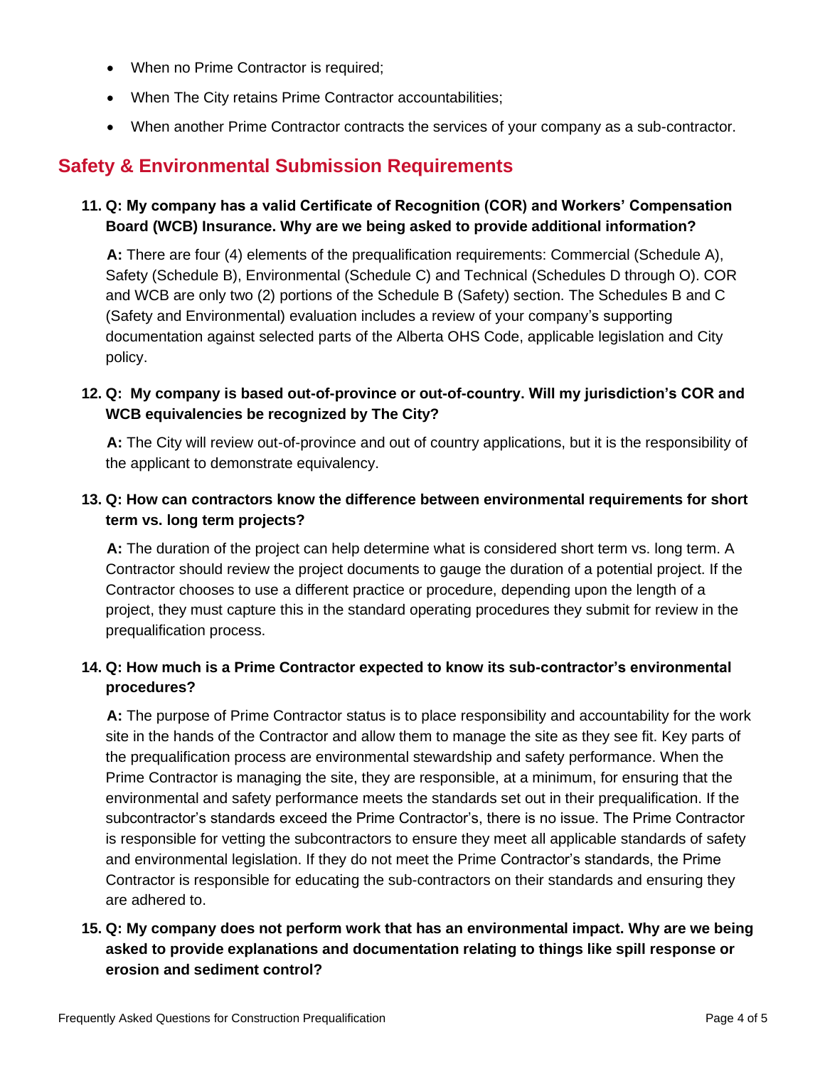- When no Prime Contractor is required;
- When The City retains Prime Contractor accountabilities;
- When another Prime Contractor contracts the services of your company as a sub-contractor.

## Safety & Environmental Submission Requirements

**11. Q: My company has a valid Certificate of Recognition (COR) and Workers' Compensation Board (WCB) Insurance. Why are we being asked to provide additional information?**

**A:** There are four (4) elements of the prequalification requirements: Commercial (Schedule A), Safety (Schedule B), Environmental (Schedule C) and Technical (Schedules D through O). COR and WCB are only two (2) portions of the Schedule B (Safety) section. The Schedules B and C (Safety and Environmental) evaluation includes a review of your company's supporting documentation against selected parts of the Alberta OHS Code, applicable legislation and City policy.

**12. Q: My company is based out-of-province or out-of-country. Will my jurisdiction's COR and WCB equivalencies be recognized by The City?**

**A:** The City will review out-of-province and out of country applications, but it is the responsibility of the applicant to demonstrate equivalency.

**13. Q: How can contractors know the difference between environmental requirements for short term vs. long term projects?**

**A:** The duration of the project can help determine what is considered short term vs. long term. A Contractor should review the project documents to gauge the duration of a potential project. If the Contractor chooses to use a different practice or procedure, depending upon the length of a project, they must capture this in the standard operating procedures they submit for review in the prequalification process.

**14. Q: How much is a Prime Contractor expected to know its sub-contractor's environmental procedures?**

**A:** The purpose of Prime Contractor status is to place responsibility and accountability for the work site in the hands of the Contractor and allow them to manage the site as they see fit. Key parts of the prequalification process are environmental stewardship and safety performance. When the Prime Contractor is managing the site, they are responsible, at a minimum, for ensuring that the environmental and safety performance meets the standards set out in their prequalification. If the subcontractor's standards exceed the Prime Contractor's, there is no issue. The Prime Contractor is responsible for vetting the subcontractors to ensure they meet all applicable standards of safety and environmental legislation. If they do not meet the Prime Contractor's standards, the Prime Contractor is responsible for educating the sub-contractors on their standards and ensuring they are adhered to.

**15. Q: My company does not perform work that has an environmental impact. Why are we being asked to provide explanations and documentation relating to things like spill response or erosion and sediment control?**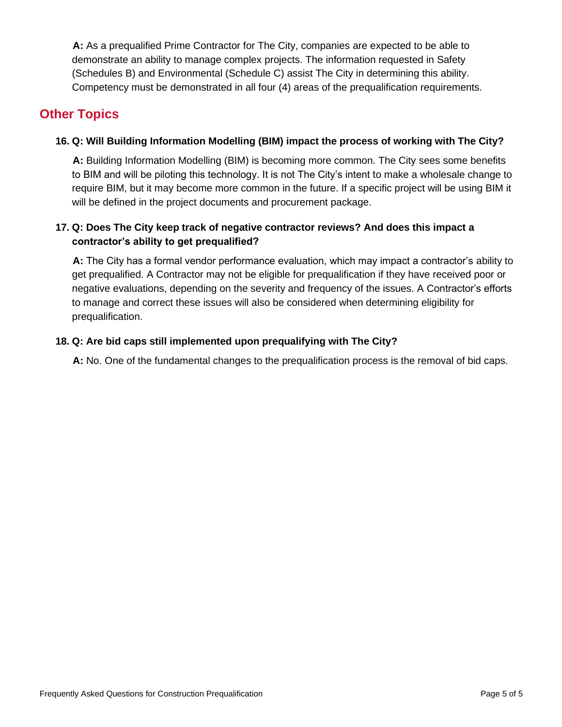**A:** As a prequalified Prime Contractor for The City, companies are expected to be able to demonstrate an ability to manage complex projects. The information requested in Safety (Schedules B) and Environmental (Schedule C) assist The City in determining this ability. Competency must be demonstrated in all four (4) areas of the prequalification requirements.

## Other Topics

**16. Q: Will Building Information Modelling (BIM) impact the process of working with The City?**

**A:** Building Information Modelling (BIM) is becoming more common. The City sees some benefits to BIM and will be piloting this technology. It is not The City's intent to make a wholesale change to require BIM, but it may become more common in the future. If a specific project will be using BIM it will be defined in the project documents and procurement package.

**17. Q: Does The City keep track of negative contractor reviews? And does this impact a contractor's ability to get prequalified?**

**A:** The City has a formal vendor performance evaluation, which may impact a contractor's ability to get prequalified. A Contractor may not be eligible for prequalification if they have received poor or negative evaluations, depending on the severity and frequency of the issues. A Contractor's efforts to manage and correct these issues will also be considered when determining eligibility for prequalification.

**18. Q: Are bid caps still implemented upon prequalifying with The City?**

**A:** No. One of the fundamental changes to the prequalification process is the removal of bid caps.